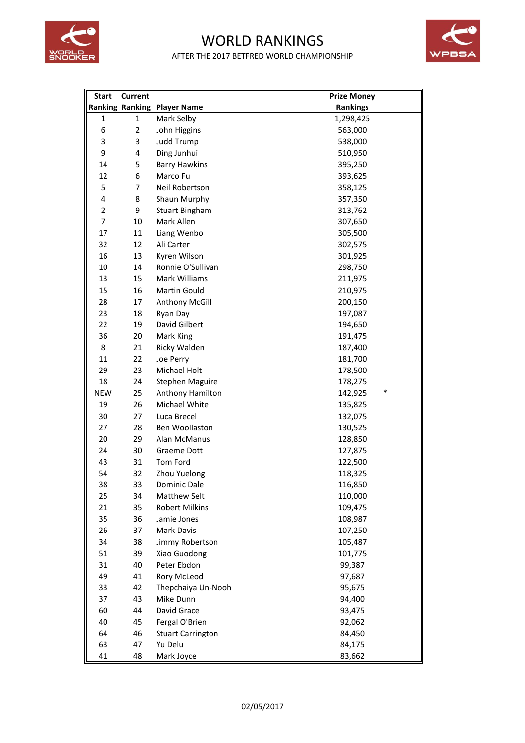# WORLD RANKINGS

AFTER THE 2017 BETFRED WORLD CHAMPIONSHIP

| Start Ranking | Current Ranking | Player Name | Prize Money Rankings | |
|---|---|---|---|---|
| 1 | 1 | Mark Selby | 1,298,425 | |
| 6 | 2 | John Higgins | 563,000 | |
| 3 | 3 | Judd Trump | 538,000 | |
| 9 | 4 | Ding Junhui | 510,950 | |
| 14 | 5 | Barry Hawkins | 395,250 | |
| 12 | 6 | Marco Fu | 393,625 | |
| 5 | 7 | Neil Robertson | 358,125 | |
| 4 | 8 | Shaun Murphy | 357,350 | |
| 2 | 9 | Stuart Bingham | 313,762 | |
| 7 | 10 | Mark Allen | 307,650 | |
| 17 | 11 | Liang Wenbo | 305,500 | |
| 32 | 12 | Ali Carter | 302,575 | |
| 16 | 13 | Kyren Wilson | 301,925 | |
| 10 | 14 | Ronnie O'Sullivan | 298,750 | |
| 13 | 15 | Mark Williams | 211,975 | |
| 15 | 16 | Martin Gould | 210,975 | |
| 28 | 17 | Anthony McGill | 200,150 | |
| 23 | 18 | Ryan Day | 197,087 | |
| 22 | 19 | David Gilbert | 194,650 | |
| 36 | 20 | Mark King | 191,475 | |
| 8 | 21 | Ricky Walden | 187,400 | |
| 11 | 22 | Joe Perry | 181,700 | |
| 29 | 23 | Michael Holt | 178,500 | |
| 18 | 24 | Stephen Maguire | 178,275 | |
| NEW | 25 | Anthony Hamilton | 142,925 | * |
| 19 | 26 | Michael White | 135,825 | |
| 30 | 27 | Luca Brecel | 132,075 | |
| 27 | 28 | Ben Woollaston | 130,525 | |
| 20 | 29 | Alan McManus | 128,850 | |
| 24 | 30 | Graeme Dott | 127,875 | |
| 43 | 31 | Tom Ford | 122,500 | |
| 54 | 32 | Zhou Yuelong | 118,325 | |
| 38 | 33 | Dominic Dale | 116,850 | |
| 25 | 34 | Matthew Selt | 110,000 | |
| 21 | 35 | Robert Milkins | 109,475 | |
| 35 | 36 | Jamie Jones | 108,987 | |
| 26 | 37 | Mark Davis | 107,250 | |
| 34 | 38 | Jimmy Robertson | 105,487 | |
| 51 | 39 | Xiao Guodong | 101,775 | |
| 31 | 40 | Peter Ebdon | 99,387 | |
| 49 | 41 | Rory McLeod | 97,687 | |
| 33 | 42 | Thepchaiya Un-Nooh | 95,675 | |
| 37 | 43 | Mike Dunn | 94,400 | |
| 60 | 44 | David Grace | 93,475 | |
| 40 | 45 | Fergal O'Brien | 92,062 | |
| 64 | 46 | Stuart Carrington | 84,450 | |
| 63 | 47 | Yu Delu | 84,175 | |
| 41 | 48 | Mark Joyce | 83,662 | |

02/05/2017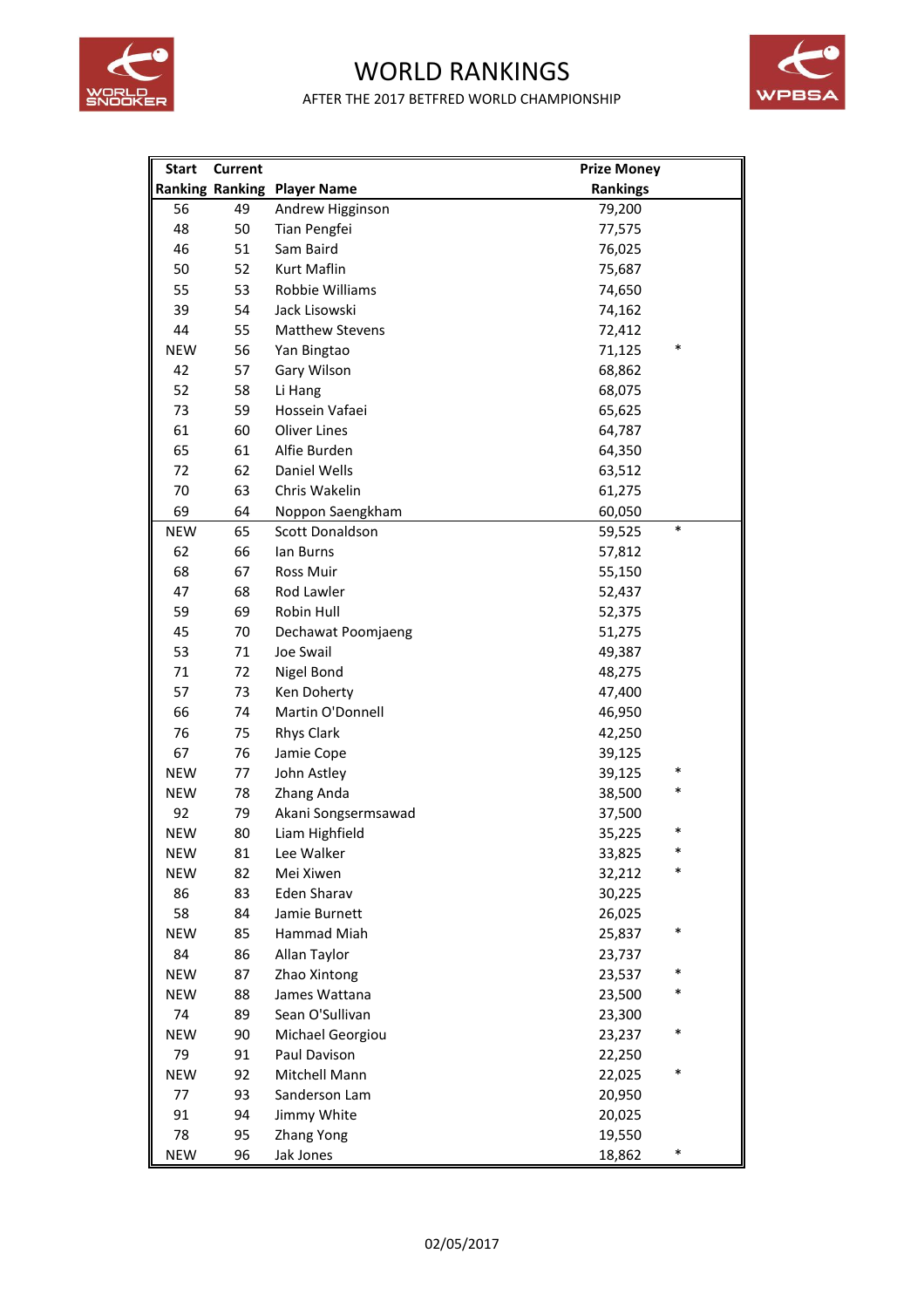# WORLD RANKINGS

AFTER THE 2017 BETFRED WORLD CHAMPIONSHIP

| Start Ranking | Current Ranking | Player Name | Prize Money Rankings | |
|---|---|---|---|---|
| 56 | 49 | Andrew Higginson | 79,200 | |
| 48 | 50 | Tian Pengfei | 77,575 | |
| 46 | 51 | Sam Baird | 76,025 | |
| 50 | 52 | Kurt Maflin | 75,687 | |
| 55 | 53 | Robbie Williams | 74,650 | |
| 39 | 54 | Jack Lisowski | 74,162 | |
| 44 | 55 | Matthew Stevens | 72,412 | |
| NEW | 56 | Yan Bingtao | 71,125 | * |
| 42 | 57 | Gary Wilson | 68,862 | |
| 52 | 58 | Li Hang | 68,075 | |
| 73 | 59 | Hossein Vafaei | 65,625 | |
| 61 | 60 | Oliver Lines | 64,787 | |
| 65 | 61 | Alfie Burden | 64,350 | |
| 72 | 62 | Daniel Wells | 63,512 | |
| 70 | 63 | Chris Wakelin | 61,275 | |
| 69 | 64 | Noppon Saengkham | 60,050 | |
| NEW | 65 | Scott Donaldson | 59,525 | * |
| 62 | 66 | Ian Burns | 57,812 | |
| 68 | 67 | Ross Muir | 55,150 | |
| 47 | 68 | Rod Lawler | 52,437 | |
| 59 | 69 | Robin Hull | 52,375 | |
| 45 | 70 | Dechawat Poomjaeng | 51,275 | |
| 53 | 71 | Joe Swail | 49,387 | |
| 71 | 72 | Nigel Bond | 48,275 | |
| 57 | 73 | Ken Doherty | 47,400 | |
| 66 | 74 | Martin O'Donnell | 46,950 | |
| 76 | 75 | Rhys Clark | 42,250 | |
| 67 | 76 | Jamie Cope | 39,125 | |
| NEW | 77 | John Astley | 39,125 | * |
| NEW | 78 | Zhang Anda | 38,500 | * |
| 92 | 79 | Akani Songsermsawad | 37,500 | |
| NEW | 80 | Liam Highfield | 35,225 | * |
| NEW | 81 | Lee Walker | 33,825 | * |
| NEW | 82 | Mei Xiwen | 32,212 | * |
| 86 | 83 | Eden Sharav | 30,225 | |
| 58 | 84 | Jamie Burnett | 26,025 | |
| NEW | 85 | Hammad Miah | 25,837 | * |
| 84 | 86 | Allan Taylor | 23,737 | |
| NEW | 87 | Zhao Xintong | 23,537 | * |
| NEW | 88 | James Wattana | 23,500 | * |
| 74 | 89 | Sean O'Sullivan | 23,300 | |
| NEW | 90 | Michael Georgiou | 23,237 | * |
| 79 | 91 | Paul Davison | 22,250 | |
| NEW | 92 | Mitchell Mann | 22,025 | * |
| 77 | 93 | Sanderson Lam | 20,950 | |
| 91 | 94 | Jimmy White | 20,025 | |
| 78 | 95 | Zhang Yong | 19,550 | |
| NEW | 96 | Jak Jones | 18,862 | * |

02/05/2017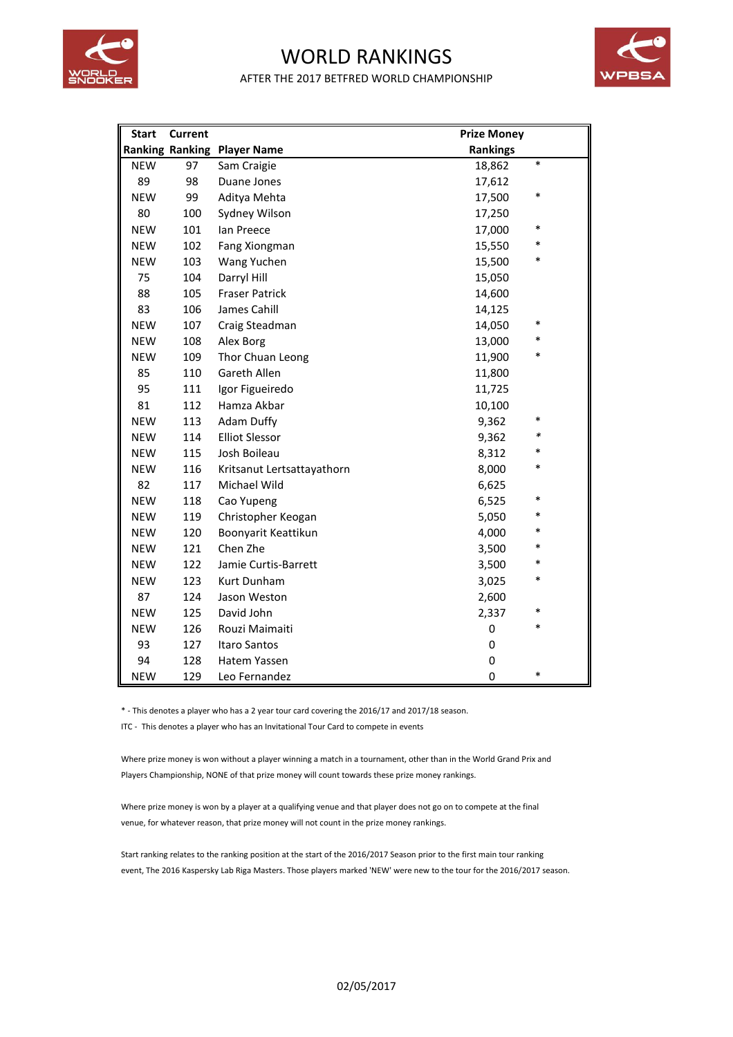# WORLD RANKINGS

AFTER THE 2017 BETFRED WORLD CHAMPIONSHIP

| Start Ranking | Current Ranking | Player Name | Prize Money Rankings | |
|---|---|---|---|---|
| NEW | 97 | Sam Craigie | 18,862 | * |
| 89 | 98 | Duane Jones | 17,612 | |
| NEW | 99 | Aditya Mehta | 17,500 | * |
| 80 | 100 | Sydney Wilson | 17,250 | |
| NEW | 101 | Ian Preece | 17,000 | * |
| NEW | 102 | Fang Xiongman | 15,550 | * |
| NEW | 103 | Wang Yuchen | 15,500 | * |
| 75 | 104 | Darryl Hill | 15,050 | |
| 88 | 105 | Fraser Patrick | 14,600 | |
| 83 | 106 | James Cahill | 14,125 | |
| NEW | 107 | Craig Steadman | 14,050 | * |
| NEW | 108 | Alex Borg | 13,000 | * |
| NEW | 109 | Thor Chuan Leong | 11,900 | * |
| 85 | 110 | Gareth Allen | 11,800 | |
| 95 | 111 | Igor Figueiredo | 11,725 | |
| 81 | 112 | Hamza Akbar | 10,100 | |
| NEW | 113 | Adam Duffy | 9,362 | * |
| NEW | 114 | Elliot Slessor | 9,362 | * |
| NEW | 115 | Josh Boileau | 8,312 | * |
| NEW | 116 | Kritsanut Lertsattayathorn | 8,000 | * |
| 82 | 117 | Michael Wild | 6,625 | |
| NEW | 118 | Cao Yupeng | 6,525 | * |
| NEW | 119 | Christopher Keogan | 5,050 | * |
| NEW | 120 | Boonyarit Keattikun | 4,000 | * |
| NEW | 121 | Chen Zhe | 3,500 | * |
| NEW | 122 | Jamie Curtis-Barrett | 3,500 | * |
| NEW | 123 | Kurt Dunham | 3,025 | * |
| 87 | 124 | Jason Weston | 2,600 | |
| NEW | 125 | David John | 2,337 | * |
| NEW | 126 | Rouzi Maimaiti | 0 | * |
| 93 | 127 | Itaro Santos | 0 | |
| 94 | 128 | Hatem Yassen | 0 | |
| NEW | 129 | Leo Fernandez | 0 | * |

* - This denotes a player who has a 2 year tour card covering the 2016/17 and 2017/18 season.

ITC - This denotes a player who has an Invitational Tour Card to compete in events

Where prize money is won without a player winning a match in a tournament, other than in the World Grand Prix and Players Championship, NONE of that prize money will count towards these prize money rankings.

Where prize money is won by a player at a qualifying venue and that player does not go on to compete at the final venue, for whatever reason, that prize money will not count in the prize money rankings.

Start ranking relates to the ranking position at the start of the 2016/2017 Season prior to the first main tour ranking event, The 2016 Kaspersky Lab Riga Masters. Those players marked 'NEW' were new to the tour for the 2016/2017 season.

02/05/2017